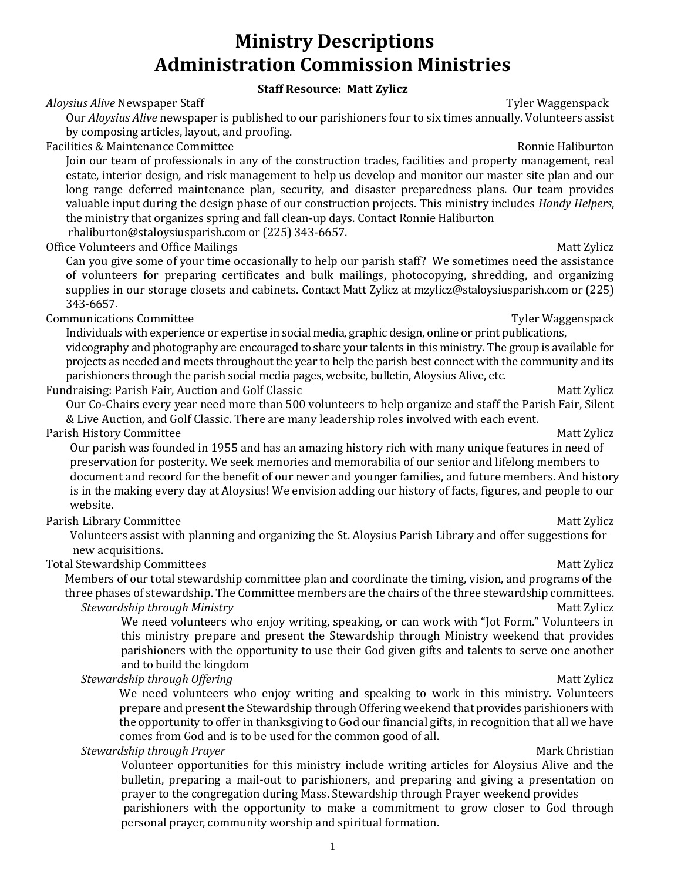# Ministry Descriptions
# Administration Commission Ministries

**Staff Resource: Matt Zylicz**

*Aloysius Alive* Newspaper Staff — Tyler Waggenspack

Our *Aloysius Alive* newspaper is published to our parishioners four to six times annually. Volunteers assist by composing articles, layout, and proofing.

Facilities & Maintenance Committee — Ronnie Haliburton

Join our team of professionals in any of the construction trades, facilities and property management, real estate, interior design, and risk management to help us develop and monitor our master site plan and our long range deferred maintenance plan, security, and disaster preparedness plans. Our team provides valuable input during the design phase of our construction projects. This ministry includes *Handy Helpers*, the ministry that organizes spring and fall clean-up days. Contact Ronnie Haliburton rhaliburton@staloysiusparish.com or (225) 343-6657.

Office Volunteers and Office Mailings — Matt Zylicz

Can you give some of your time occasionally to help our parish staff? We sometimes need the assistance of volunteers for preparing certificates and bulk mailings, photocopying, shredding, and organizing supplies in our storage closets and cabinets. Contact Matt Zylicz at mzylicz@staloysiusparish.com or (225) 343-6657.

Communications Committee — Tyler Waggenspack

Individuals with experience or expertise in social media, graphic design, online or print publications, videography and photography are encouraged to share your talents in this ministry. The group is available for projects as needed and meets throughout the year to help the parish best connect with the community and its parishioners through the parish social media pages, website, bulletin, Aloysius Alive, etc.

Fundraising: Parish Fair, Auction and Golf Classic — Matt Zylicz

Our Co-Chairs every year need more than 500 volunteers to help organize and staff the Parish Fair, Silent & Live Auction, and Golf Classic. There are many leadership roles involved with each event.

Parish History Committee — Matt Zylicz

Our parish was founded in 1955 and has an amazing history rich with many unique features in need of preservation for posterity. We seek memories and memorabilia of our senior and lifelong members to document and record for the benefit of our newer and younger families, and future members. And history is in the making every day at Aloysius! We envision adding our history of facts, figures, and people to our website.

Parish Library Committee — Matt Zylicz

Volunteers assist with planning and organizing the St. Aloysius Parish Library and offer suggestions for new acquisitions.

Total Stewardship Committees — Matt Zylicz

Members of our total stewardship committee plan and coordinate the timing, vision, and programs of the three phases of stewardship. The Committee members are the chairs of the three stewardship committees.

*Stewardship through Ministry* — Matt Zylicz

We need volunteers who enjoy writing, speaking, or can work with "Jot Form." Volunteers in this ministry prepare and present the Stewardship through Ministry weekend that provides parishioners with the opportunity to use their God given gifts and talents to serve one another and to build the kingdom

*Stewardship through Offering* — Matt Zylicz

We need volunteers who enjoy writing and speaking to work in this ministry. Volunteers prepare and present the Stewardship through Offering weekend that provides parishioners with the opportunity to offer in thanksgiving to God our financial gifts, in recognition that all we have comes from God and is to be used for the common good of all.

*Stewardship through Prayer* — Mark Christian

Volunteer opportunities for this ministry include writing articles for Aloysius Alive and the bulletin, preparing a mail-out to parishioners, and preparing and giving a presentation on prayer to the congregation during Mass. Stewardship through Prayer weekend provides parishioners with the opportunity to make a commitment to grow closer to God through personal prayer, community worship and spiritual formation.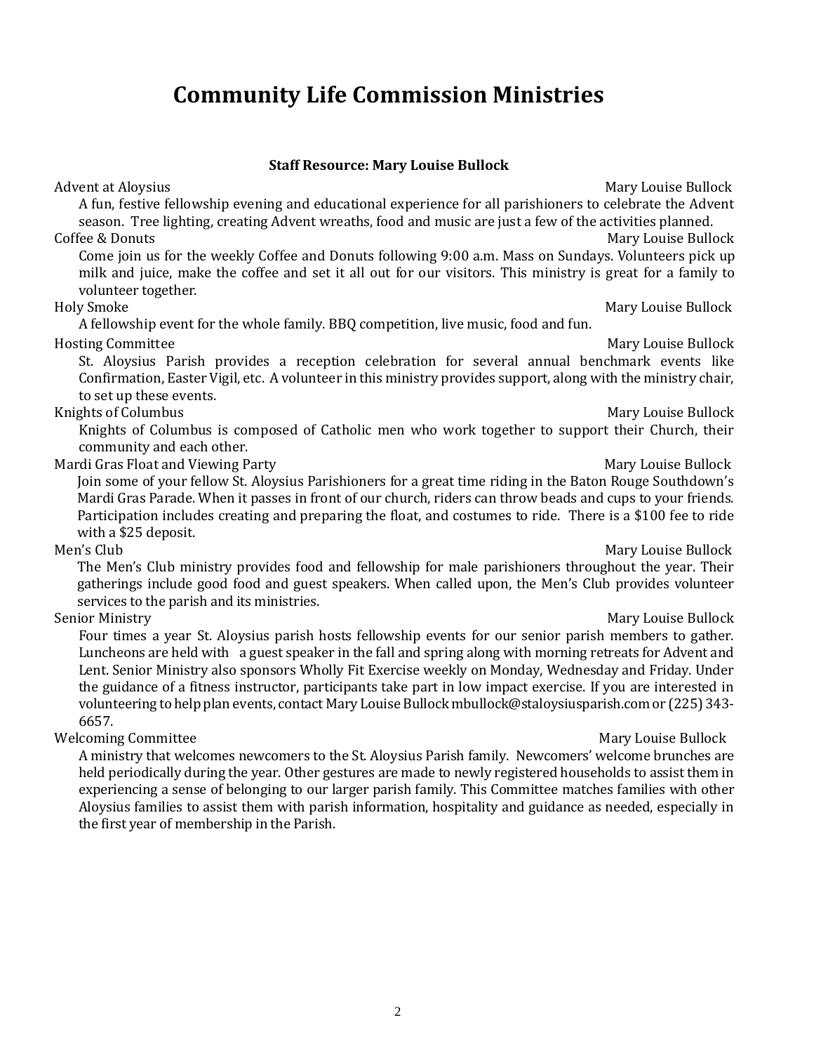# Community Life Commission Ministries

**Staff Resource: Mary Louise Bullock**

Advent at Aloysius — Mary Louise Bullock

A fun, festive fellowship evening and educational experience for all parishioners to celebrate the Advent season. Tree lighting, creating Advent wreaths, food and music are just a few of the activities planned.

Coffee & Donuts — Mary Louise Bullock

Come join us for the weekly Coffee and Donuts following 9:00 a.m. Mass on Sundays. Volunteers pick up milk and juice, make the coffee and set it all out for our visitors. This ministry is great for a family to volunteer together.

Holy Smoke — Mary Louise Bullock

A fellowship event for the whole family. BBQ competition, live music, food and fun.

Hosting Committee — Mary Louise Bullock

St. Aloysius Parish provides a reception celebration for several annual benchmark events like Confirmation, Easter Vigil, etc. A volunteer in this ministry provides support, along with the ministry chair, to set up these events.

Knights of Columbus — Mary Louise Bullock

Knights of Columbus is composed of Catholic men who work together to support their Church, their community and each other.

Mardi Gras Float and Viewing Party — Mary Louise Bullock

Join some of your fellow St. Aloysius Parishioners for a great time riding in the Baton Rouge Southdown's Mardi Gras Parade. When it passes in front of our church, riders can throw beads and cups to your friends. Participation includes creating and preparing the float, and costumes to ride. There is a $100 fee to ride with a $25 deposit.

Men's Club — Mary Louise Bullock

The Men's Club ministry provides food and fellowship for male parishioners throughout the year. Their gatherings include good food and guest speakers. When called upon, the Men's Club provides volunteer services to the parish and its ministries.

Senior Ministry — Mary Louise Bullock

Four times a year St. Aloysius parish hosts fellowship events for our senior parish members to gather. Luncheons are held with a guest speaker in the fall and spring along with morning retreats for Advent and Lent. Senior Ministry also sponsors Wholly Fit Exercise weekly on Monday, Wednesday and Friday. Under the guidance of a fitness instructor, participants take part in low impact exercise. If you are interested in volunteering to help plan events, contact Mary Louise Bullock mbullock@staloysiusparish.com or (225) 343-6657.

Welcoming Committee — Mary Louise Bullock

A ministry that welcomes newcomers to the St. Aloysius Parish family. Newcomers' welcome brunches are held periodically during the year. Other gestures are made to newly registered households to assist them in experiencing a sense of belonging to our larger parish family. This Committee matches families with other Aloysius families to assist them with parish information, hospitality and guidance as needed, especially in the first year of membership in the Parish.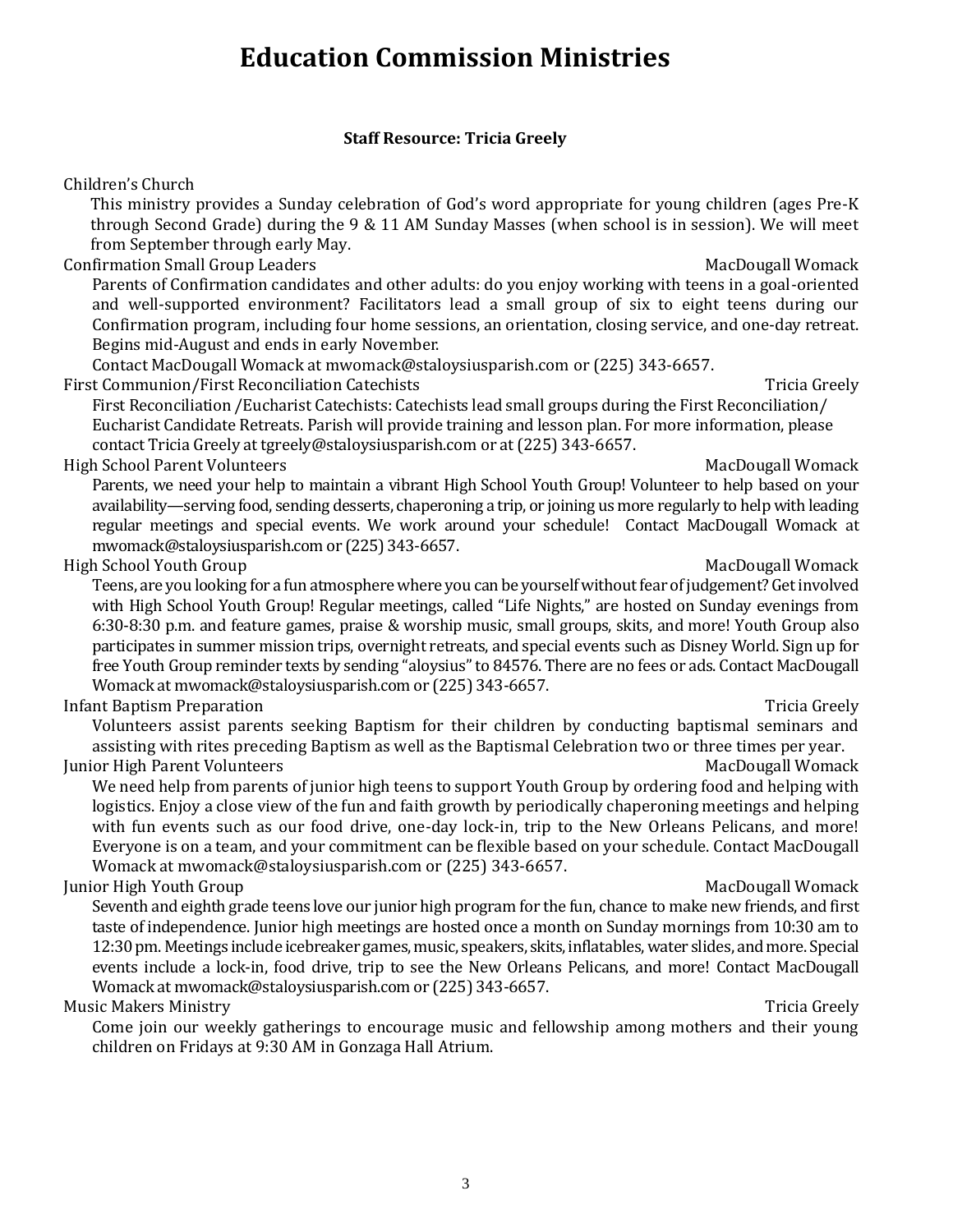# Education Commission Ministries

**Staff Resource: Tricia Greely**

Children's Church

This ministry provides a Sunday celebration of God's word appropriate for young children (ages Pre-K through Second Grade) during the 9 & 11 AM Sunday Masses (when school is in session). We will meet from September through early May.

Confirmation Small Group Leaders — MacDougall Womack

Parents of Confirmation candidates and other adults: do you enjoy working with teens in a goal-oriented and well-supported environment? Facilitators lead a small group of six to eight teens during our Confirmation program, including four home sessions, an orientation, closing service, and one-day retreat. Begins mid-August and ends in early November.

Contact MacDougall Womack at mwomack@staloysiusparish.com or (225) 343-6657.

First Communion/First Reconciliation Catechists — Tricia Greely

First Reconciliation /Eucharist Catechists: Catechists lead small groups during the First Reconciliation/ Eucharist Candidate Retreats. Parish will provide training and lesson plan. For more information, please contact Tricia Greely at tgreely@staloysiusparish.com or at (225) 343-6657.

High School Parent Volunteers — MacDougall Womack

Parents, we need your help to maintain a vibrant High School Youth Group! Volunteer to help based on your availability—serving food, sending desserts, chaperoning a trip, or joining us more regularly to help with leading regular meetings and special events. We work around your schedule! Contact MacDougall Womack at mwomack@staloysiusparish.com or (225) 343-6657.

High School Youth Group — MacDougall Womack

Teens, are you looking for a fun atmosphere where you can be yourself without fear of judgement? Get involved with High School Youth Group! Regular meetings, called "Life Nights," are hosted on Sunday evenings from 6:30-8:30 p.m. and feature games, praise & worship music, small groups, skits, and more! Youth Group also participates in summer mission trips, overnight retreats, and special events such as Disney World. Sign up for free Youth Group reminder texts by sending "aloysius" to 84576. There are no fees or ads. Contact MacDougall Womack at mwomack@staloysiusparish.com or (225) 343-6657.

Infant Baptism Preparation — Tricia Greely

Volunteers assist parents seeking Baptism for their children by conducting baptismal seminars and assisting with rites preceding Baptism as well as the Baptismal Celebration two or three times per year.

Junior High Parent Volunteers — MacDougall Womack

We need help from parents of junior high teens to support Youth Group by ordering food and helping with logistics. Enjoy a close view of the fun and faith growth by periodically chaperoning meetings and helping with fun events such as our food drive, one-day lock-in, trip to the New Orleans Pelicans, and more! Everyone is on a team, and your commitment can be flexible based on your schedule. Contact MacDougall Womack at mwomack@staloysiusparish.com or (225) 343-6657.

Junior High Youth Group — MacDougall Womack

Seventh and eighth grade teens love our junior high program for the fun, chance to make new friends, and first taste of independence. Junior high meetings are hosted once a month on Sunday mornings from 10:30 am to 12:30 pm. Meetings include icebreaker games, music, speakers, skits, inflatables, water slides, and more. Special events include a lock-in, food drive, trip to see the New Orleans Pelicans, and more! Contact MacDougall Womack at mwomack@staloysiusparish.com or (225) 343-6657.

Music Makers Ministry — Tricia Greely

Come join our weekly gatherings to encourage music and fellowship among mothers and their young children on Fridays at 9:30 AM in Gonzaga Hall Atrium.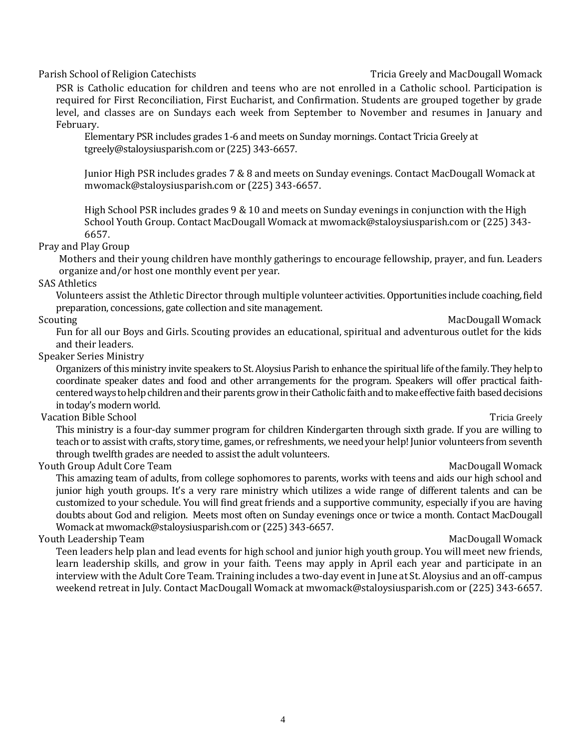**Parish School of Religion Catechists** — Tricia Greely and MacDougall Womack

PSR is Catholic education for children and teens who are not enrolled in a Catholic school. Participation is required for First Reconciliation, First Eucharist, and Confirmation. Students are grouped together by grade level, and classes are on Sundays each week from September to November and resumes in January and February.

> Elementary PSR includes grades 1-6 and meets on Sunday mornings. Contact Tricia Greely at tgreely@staloysiusparish.com or (225) 343-6657.
>
> Junior High PSR includes grades 7 & 8 and meets on Sunday evenings. Contact MacDougall Womack at mwomack@staloysiusparish.com or (225) 343-6657.
>
> High School PSR includes grades 9 & 10 and meets on Sunday evenings in conjunction with the High School Youth Group. Contact MacDougall Womack at mwomack@staloysiusparish.com or (225) 343-6657.

**Pray and Play Group**

Mothers and their young children have monthly gatherings to encourage fellowship, prayer, and fun. Leaders organize and/or host one monthly event per year.

**SAS Athletics**

Volunteers assist the Athletic Director through multiple volunteer activities. Opportunities include coaching, field preparation, concessions, gate collection and site management.

**Scouting** — MacDougall Womack

Fun for all our Boys and Girls. Scouting provides an educational, spiritual and adventurous outlet for the kids and their leaders.

**Speaker Series Ministry**

Organizers of this ministry invite speakers to St. Aloysius Parish to enhance the spiritual life of the family. They help to coordinate speaker dates and food and other arrangements for the program. Speakers will offer practical faith-centered ways to help children and their parents grow in their Catholic faith and to make effective faith based decisions in today's modern world.

**Vacation Bible School** — Tricia Greely

This ministry is a four-day summer program for children Kindergarten through sixth grade. If you are willing to teach or to assist with crafts, story time, games, or refreshments, we need your help! Junior volunteers from seventh through twelfth grades are needed to assist the adult volunteers.

**Youth Group Adult Core Team** — MacDougall Womack

This amazing team of adults, from college sophomores to parents, works with teens and aids our high school and junior high youth groups. It's a very rare ministry which utilizes a wide range of different talents and can be customized to your schedule. You will find great friends and a supportive community, especially if you are having doubts about God and religion. Meets most often on Sunday evenings once or twice a month. Contact MacDougall Womack at mwomack@staloysiusparish.com or (225) 343-6657.

**Youth Leadership Team** — MacDougall Womack

Teen leaders help plan and lead events for high school and junior high youth group. You will meet new friends, learn leadership skills, and grow in your faith. Teens may apply in April each year and participate in an interview with the Adult Core Team. Training includes a two-day event in June at St. Aloysius and an off-campus weekend retreat in July. Contact MacDougall Womack at mwomack@staloysiusparish.com or (225) 343-6657.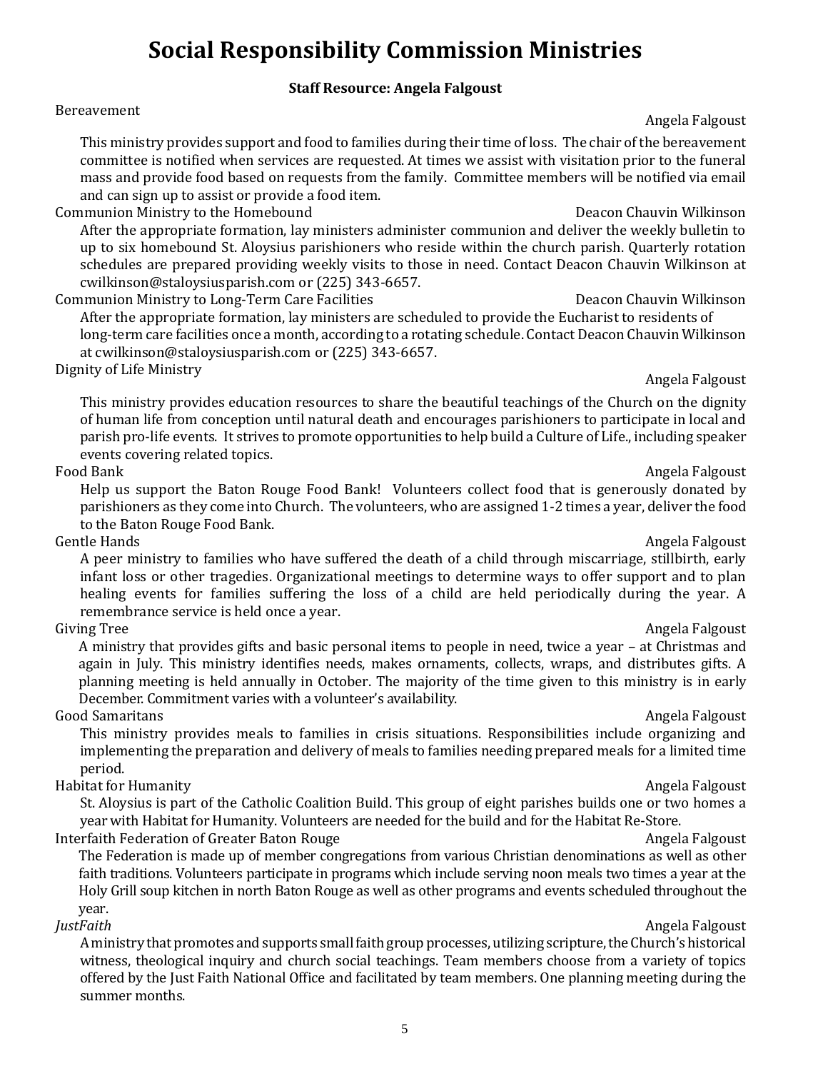# Social Responsibility Commission Ministries

**Staff Resource: Angela Falgoust**

Bereavement — Angela Falgoust

This ministry provides support and food to families during their time of loss. The chair of the bereavement committee is notified when services are requested. At times we assist with visitation prior to the funeral mass and provide food based on requests from the family. Committee members will be notified via email and can sign up to assist or provide a food item.

Communion Ministry to the Homebound — Deacon Chauvin Wilkinson

After the appropriate formation, lay ministers administer communion and deliver the weekly bulletin to up to six homebound St. Aloysius parishioners who reside within the church parish. Quarterly rotation schedules are prepared providing weekly visits to those in need. Contact Deacon Chauvin Wilkinson at cwilkinson@staloysiusparish.com or (225) 343-6657.

Communion Ministry to Long-Term Care Facilities — Deacon Chauvin Wilkinson

After the appropriate formation, lay ministers are scheduled to provide the Eucharist to residents of long-term care facilities once a month, according to a rotating schedule. Contact Deacon Chauvin Wilkinson at cwilkinson@staloysiusparish.com or (225) 343-6657.

Dignity of Life Ministry — Angela Falgoust

This ministry provides education resources to share the beautiful teachings of the Church on the dignity of human life from conception until natural death and encourages parishioners to participate in local and parish pro-life events. It strives to promote opportunities to help build a Culture of Life., including speaker events covering related topics.

Food Bank — Angela Falgoust

Help us support the Baton Rouge Food Bank! Volunteers collect food that is generously donated by parishioners as they come into Church. The volunteers, who are assigned 1-2 times a year, deliver the food to the Baton Rouge Food Bank.

Gentle Hands — Angela Falgoust

A peer ministry to families who have suffered the death of a child through miscarriage, stillbirth, early infant loss or other tragedies. Organizational meetings to determine ways to offer support and to plan healing events for families suffering the loss of a child are held periodically during the year. A remembrance service is held once a year.

Giving Tree — Angela Falgoust

A ministry that provides gifts and basic personal items to people in need, twice a year – at Christmas and again in July. This ministry identifies needs, makes ornaments, collects, wraps, and distributes gifts. A planning meeting is held annually in October. The majority of the time given to this ministry is in early December. Commitment varies with a volunteer's availability.

Good Samaritans — Angela Falgoust

This ministry provides meals to families in crisis situations. Responsibilities include organizing and implementing the preparation and delivery of meals to families needing prepared meals for a limited time period.

Habitat for Humanity — Angela Falgoust

St. Aloysius is part of the Catholic Coalition Build. This group of eight parishes builds one or two homes a year with Habitat for Humanity. Volunteers are needed for the build and for the Habitat Re-Store.

Interfaith Federation of Greater Baton Rouge — Angela Falgoust

The Federation is made up of member congregations from various Christian denominations as well as other faith traditions. Volunteers participate in programs which include serving noon meals two times a year at the Holy Grill soup kitchen in north Baton Rouge as well as other programs and events scheduled throughout the year.

*JustFaith* — Angela Falgoust

A ministry that promotes and supports small faith group processes, utilizing scripture, the Church's historical witness, theological inquiry and church social teachings. Team members choose from a variety of topics offered by the Just Faith National Office and facilitated by team members. One planning meeting during the summer months.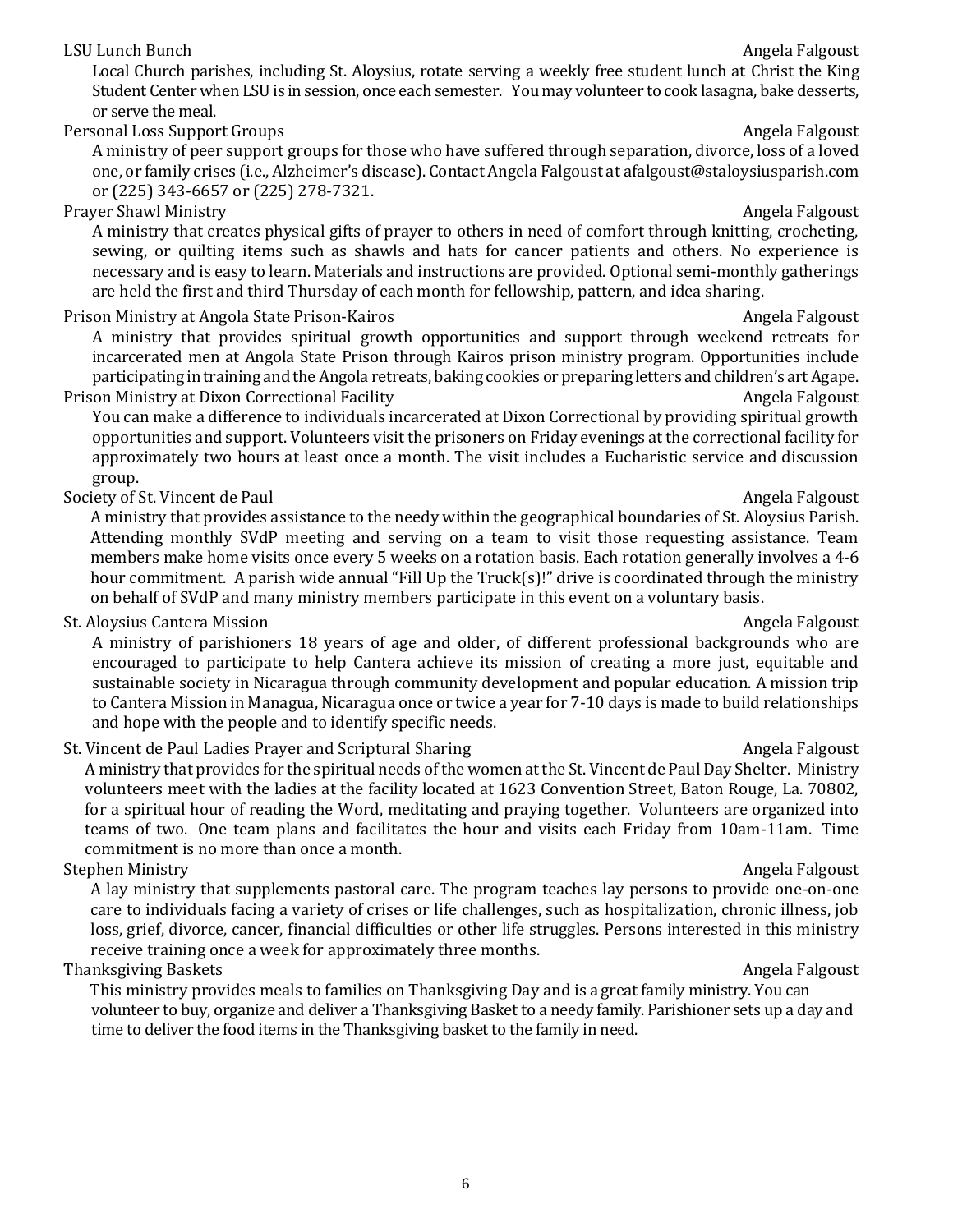**LSU Lunch Bunch** — Angela Falgoust

Local Church parishes, including St. Aloysius, rotate serving a weekly free student lunch at Christ the King Student Center when LSU is in session, once each semester. You may volunteer to cook lasagna, bake desserts, or serve the meal.

**Personal Loss Support Groups** — Angela Falgoust

A ministry of peer support groups for those who have suffered through separation, divorce, loss of a loved one, or family crises (i.e., Alzheimer's disease). Contact Angela Falgoust at afalgoust@staloysiusparish.com or (225) 343-6657 or (225) 278-7321.

**Prayer Shawl Ministry** — Angela Falgoust

A ministry that creates physical gifts of prayer to others in need of comfort through knitting, crocheting, sewing, or quilting items such as shawls and hats for cancer patients and others. No experience is necessary and is easy to learn. Materials and instructions are provided. Optional semi-monthly gatherings are held the first and third Thursday of each month for fellowship, pattern, and idea sharing.

**Prison Ministry at Angola State Prison-Kairos** — Angela Falgoust

A ministry that provides spiritual growth opportunities and support through weekend retreats for incarcerated men at Angola State Prison through Kairos prison ministry program. Opportunities include participating in training and the Angola retreats, baking cookies or preparing letters and children's art Agape.

**Prison Ministry at Dixon Correctional Facility** — Angela Falgoust

You can make a difference to individuals incarcerated at Dixon Correctional by providing spiritual growth opportunities and support. Volunteers visit the prisoners on Friday evenings at the correctional facility for approximately two hours at least once a month. The visit includes a Eucharistic service and discussion group.

**Society of St. Vincent de Paul** — Angela Falgoust

A ministry that provides assistance to the needy within the geographical boundaries of St. Aloysius Parish. Attending monthly SVdP meeting and serving on a team to visit those requesting assistance. Team members make home visits once every 5 weeks on a rotation basis. Each rotation generally involves a 4-6 hour commitment. A parish wide annual "Fill Up the Truck(s)!" drive is coordinated through the ministry on behalf of SVdP and many ministry members participate in this event on a voluntary basis.

**St. Aloysius Cantera Mission** — Angela Falgoust

A ministry of parishioners 18 years of age and older, of different professional backgrounds who are encouraged to participate to help Cantera achieve its mission of creating a more just, equitable and sustainable society in Nicaragua through community development and popular education. A mission trip to Cantera Mission in Managua, Nicaragua once or twice a year for 7-10 days is made to build relationships and hope with the people and to identify specific needs.

**St. Vincent de Paul Ladies Prayer and Scriptural Sharing** — Angela Falgoust

A ministry that provides for the spiritual needs of the women at the St. Vincent de Paul Day Shelter. Ministry volunteers meet with the ladies at the facility located at 1623 Convention Street, Baton Rouge, La. 70802, for a spiritual hour of reading the Word, meditating and praying together. Volunteers are organized into teams of two. One team plans and facilitates the hour and visits each Friday from 10am-11am. Time commitment is no more than once a month.

**Stephen Ministry** — Angela Falgoust

A lay ministry that supplements pastoral care. The program teaches lay persons to provide one-on-one care to individuals facing a variety of crises or life challenges, such as hospitalization, chronic illness, job loss, grief, divorce, cancer, financial difficulties or other life struggles. Persons interested in this ministry receive training once a week for approximately three months.

**Thanksgiving Baskets** — Angela Falgoust

This ministry provides meals to families on Thanksgiving Day and is a great family ministry. You can volunteer to buy, organize and deliver a Thanksgiving Basket to a needy family. Parishioner sets up a day and time to deliver the food items in the Thanksgiving basket to the family in need.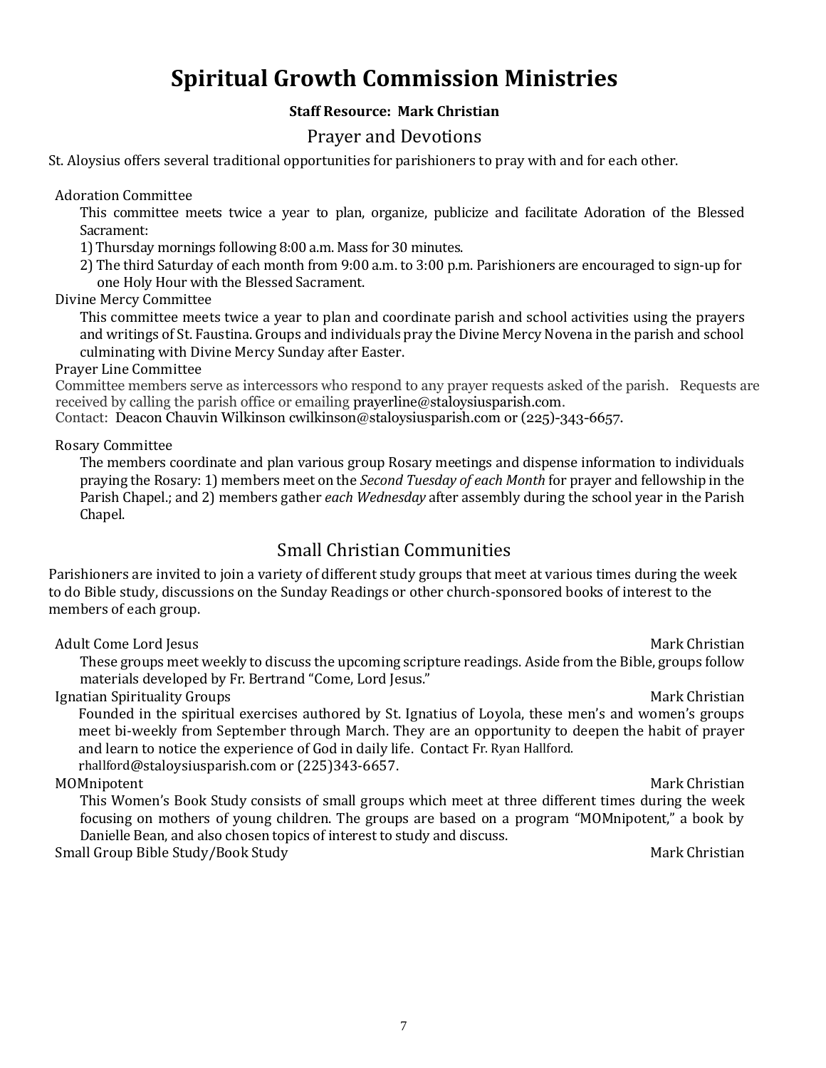# Spiritual Growth Commission Ministries

**Staff Resource: Mark Christian**

## Prayer and Devotions

St. Aloysius offers several traditional opportunities for parishioners to pray with and for each other.

### Adoration Committee

This committee meets twice a year to plan, organize, publicize and facilitate Adoration of the Blessed Sacrament:

1) Thursday mornings following 8:00 a.m. Mass for 30 minutes.
2) The third Saturday of each month from 9:00 a.m. to 3:00 p.m. Parishioners are encouraged to sign-up for one Holy Hour with the Blessed Sacrament.

### Divine Mercy Committee

This committee meets twice a year to plan and coordinate parish and school activities using the prayers and writings of St. Faustina. Groups and individuals pray the Divine Mercy Novena in the parish and school culminating with Divine Mercy Sunday after Easter.

### Prayer Line Committee

Committee members serve as intercessors who respond to any prayer requests asked of the parish. Requests are received by calling the parish office or emailing prayerline@staloysiusparish.com.

Contact: Deacon Chauvin Wilkinson cwilkinson@staloysiusparish.com or (225)-343-6657.

### Rosary Committee

The members coordinate and plan various group Rosary meetings and dispense information to individuals praying the Rosary: 1) members meet on the *Second Tuesday of each Month* for prayer and fellowship in the Parish Chapel.; and 2) members gather *each Wednesday* after assembly during the school year in the Parish Chapel.

## Small Christian Communities

Parishioners are invited to join a variety of different study groups that meet at various times during the week to do Bible study, discussions on the Sunday Readings or other church-sponsored books of interest to the members of each group.

### Adult Come Lord Jesus — Mark Christian

These groups meet weekly to discuss the upcoming scripture readings. Aside from the Bible, groups follow materials developed by Fr. Bertrand "Come, Lord Jesus."

### Ignatian Spirituality Groups — Mark Christian

Founded in the spiritual exercises authored by St. Ignatius of Loyola, these men's and women's groups meet bi-weekly from September through March. They are an opportunity to deepen the habit of prayer and learn to notice the experience of God in daily life. Contact Fr. Ryan Hallford. rhallford@staloysiusparish.com or (225)343-6657.

### MOMnipotent — Mark Christian

This Women's Book Study consists of small groups which meet at three different times during the week focusing on mothers of young children. The groups are based on a program "MOMnipotent," a book by Danielle Bean, and also chosen topics of interest to study and discuss.

### Small Group Bible Study/Book Study — Mark Christian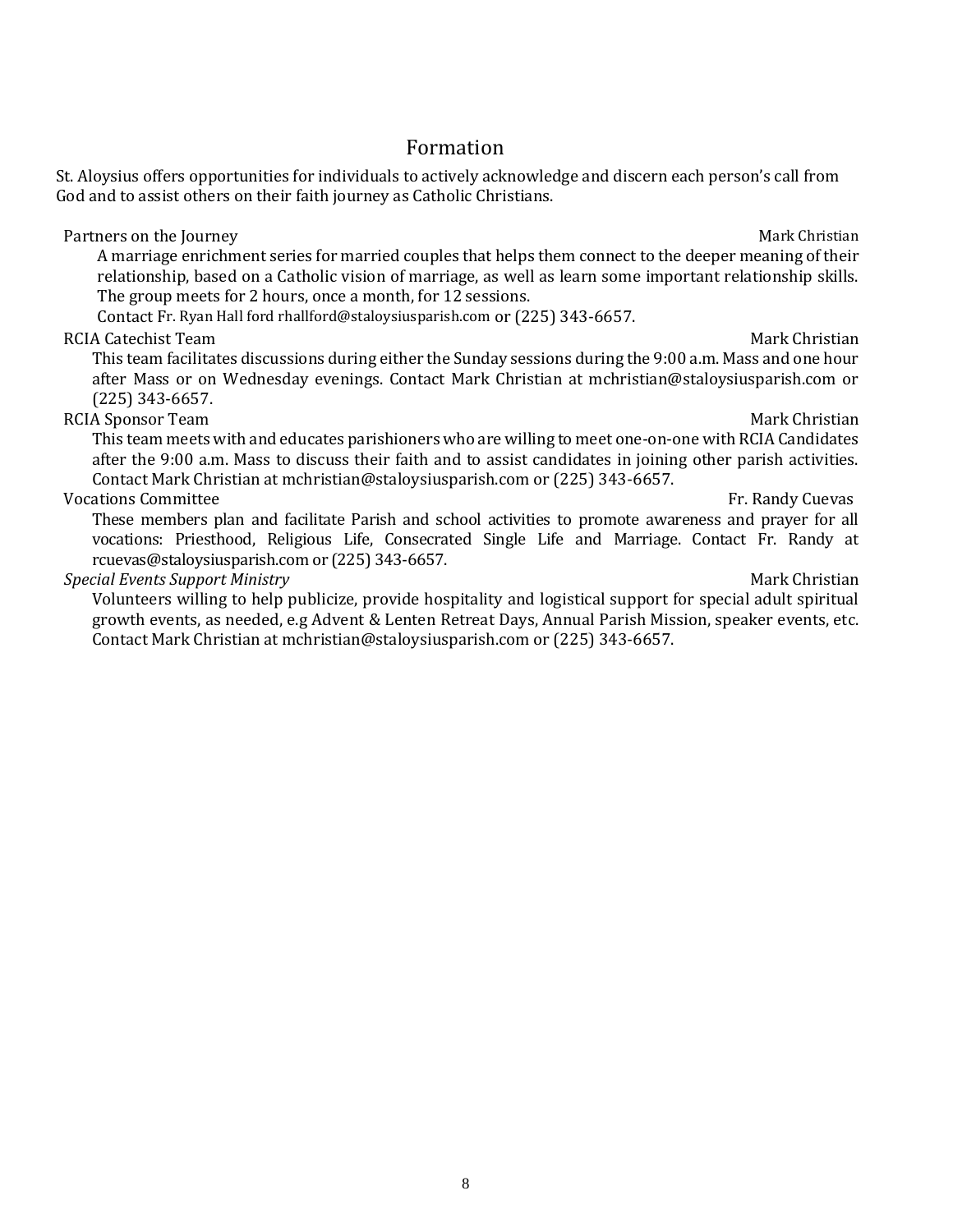## Formation

St. Aloysius offers opportunities for individuals to actively acknowledge and discern each person's call from God and to assist others on their faith journey as Catholic Christians.

Partners on the Journey — Mark Christian

A marriage enrichment series for married couples that helps them connect to the deeper meaning of their relationship, based on a Catholic vision of marriage, as well as learn some important relationship skills. The group meets for 2 hours, once a month, for 12 sessions.
Contact Fr. Ryan Hall ford rhallford@staloysiusparish.com or (225) 343-6657.

RCIA Catechist Team — Mark Christian

This team facilitates discussions during either the Sunday sessions during the 9:00 a.m. Mass and one hour after Mass or on Wednesday evenings. Contact Mark Christian at mchristian@staloysiusparish.com or (225) 343-6657.

RCIA Sponsor Team — Mark Christian

This team meets with and educates parishioners who are willing to meet one-on-one with RCIA Candidates after the 9:00 a.m. Mass to discuss their faith and to assist candidates in joining other parish activities. Contact Mark Christian at mchristian@staloysiusparish.com or (225) 343-6657.

Vocations Committee — Fr. Randy Cuevas

These members plan and facilitate Parish and school activities to promote awareness and prayer for all vocations: Priesthood, Religious Life, Consecrated Single Life and Marriage. Contact Fr. Randy at rcuevas@staloysiusparish.com or (225) 343-6657.

*Special Events Support Ministry* — Mark Christian

Volunteers willing to help publicize, provide hospitality and logistical support for special adult spiritual growth events, as needed, e.g Advent & Lenten Retreat Days, Annual Parish Mission, speaker events, etc. Contact Mark Christian at mchristian@staloysiusparish.com or (225) 343-6657.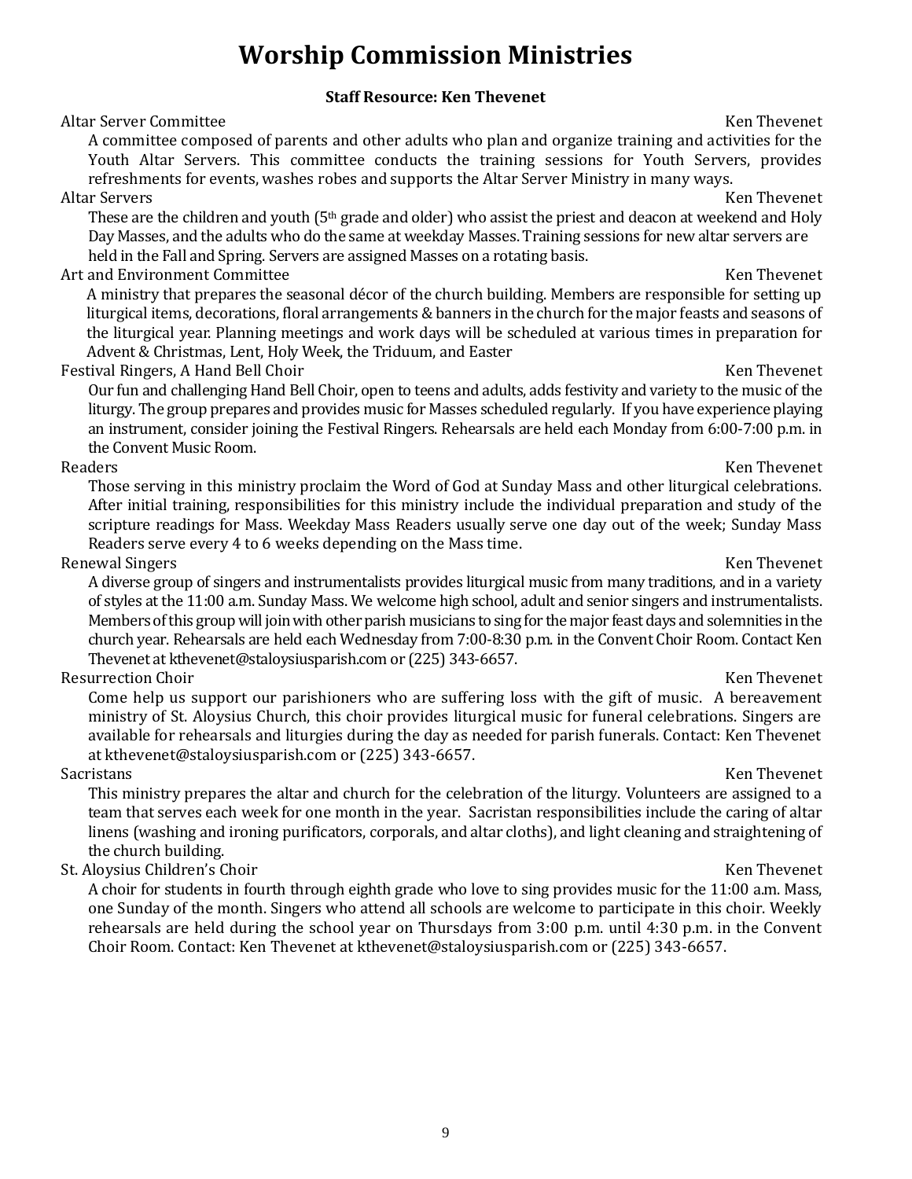# Worship Commission Ministries

**Staff Resource: Ken Thevenet**

Altar Server Committee — Ken Thevenet

A committee composed of parents and other adults who plan and organize training and activities for the Youth Altar Servers. This committee conducts the training sessions for Youth Servers, provides refreshments for events, washes robes and supports the Altar Server Ministry in many ways.

Altar Servers — Ken Thevenet

These are the children and youth (5th grade and older) who assist the priest and deacon at weekend and Holy Day Masses, and the adults who do the same at weekday Masses. Training sessions for new altar servers are held in the Fall and Spring. Servers are assigned Masses on a rotating basis.

Art and Environment Committee — Ken Thevenet

A ministry that prepares the seasonal décor of the church building. Members are responsible for setting up liturgical items, decorations, floral arrangements & banners in the church for the major feasts and seasons of the liturgical year. Planning meetings and work days will be scheduled at various times in preparation for Advent & Christmas, Lent, Holy Week, the Triduum, and Easter

Festival Ringers, A Hand Bell Choir — Ken Thevenet

Our fun and challenging Hand Bell Choir, open to teens and adults, adds festivity and variety to the music of the liturgy. The group prepares and provides music for Masses scheduled regularly. If you have experience playing an instrument, consider joining the Festival Ringers. Rehearsals are held each Monday from 6:00-7:00 p.m. in the Convent Music Room.

Readers — Ken Thevenet

Those serving in this ministry proclaim the Word of God at Sunday Mass and other liturgical celebrations. After initial training, responsibilities for this ministry include the individual preparation and study of the scripture readings for Mass. Weekday Mass Readers usually serve one day out of the week; Sunday Mass Readers serve every 4 to 6 weeks depending on the Mass time.

Renewal Singers — Ken Thevenet

A diverse group of singers and instrumentalists provides liturgical music from many traditions, and in a variety of styles at the 11:00 a.m. Sunday Mass. We welcome high school, adult and senior singers and instrumentalists. Members of this group will join with other parish musicians to sing for the major feast days and solemnities in the church year. Rehearsals are held each Wednesday from 7:00-8:30 p.m. in the Convent Choir Room. Contact Ken Thevenet at kthevenet@staloysiusparish.com or (225) 343-6657.

Resurrection Choir — Ken Thevenet

Come help us support our parishioners who are suffering loss with the gift of music. A bereavement ministry of St. Aloysius Church, this choir provides liturgical music for funeral celebrations. Singers are available for rehearsals and liturgies during the day as needed for parish funerals. Contact: Ken Thevenet at kthevenet@staloysiusparish.com or (225) 343-6657.

Sacristans — Ken Thevenet

This ministry prepares the altar and church for the celebration of the liturgy. Volunteers are assigned to a team that serves each week for one month in the year. Sacristan responsibilities include the caring of altar linens (washing and ironing purificators, corporals, and altar cloths), and light cleaning and straightening of the church building.

St. Aloysius Children's Choir — Ken Thevenet

A choir for students in fourth through eighth grade who love to sing provides music for the 11:00 a.m. Mass, one Sunday of the month. Singers who attend all schools are welcome to participate in this choir. Weekly rehearsals are held during the school year on Thursdays from 3:00 p.m. until 4:30 p.m. in the Convent Choir Room. Contact: Ken Thevenet at kthevenet@staloysiusparish.com or (225) 343-6657.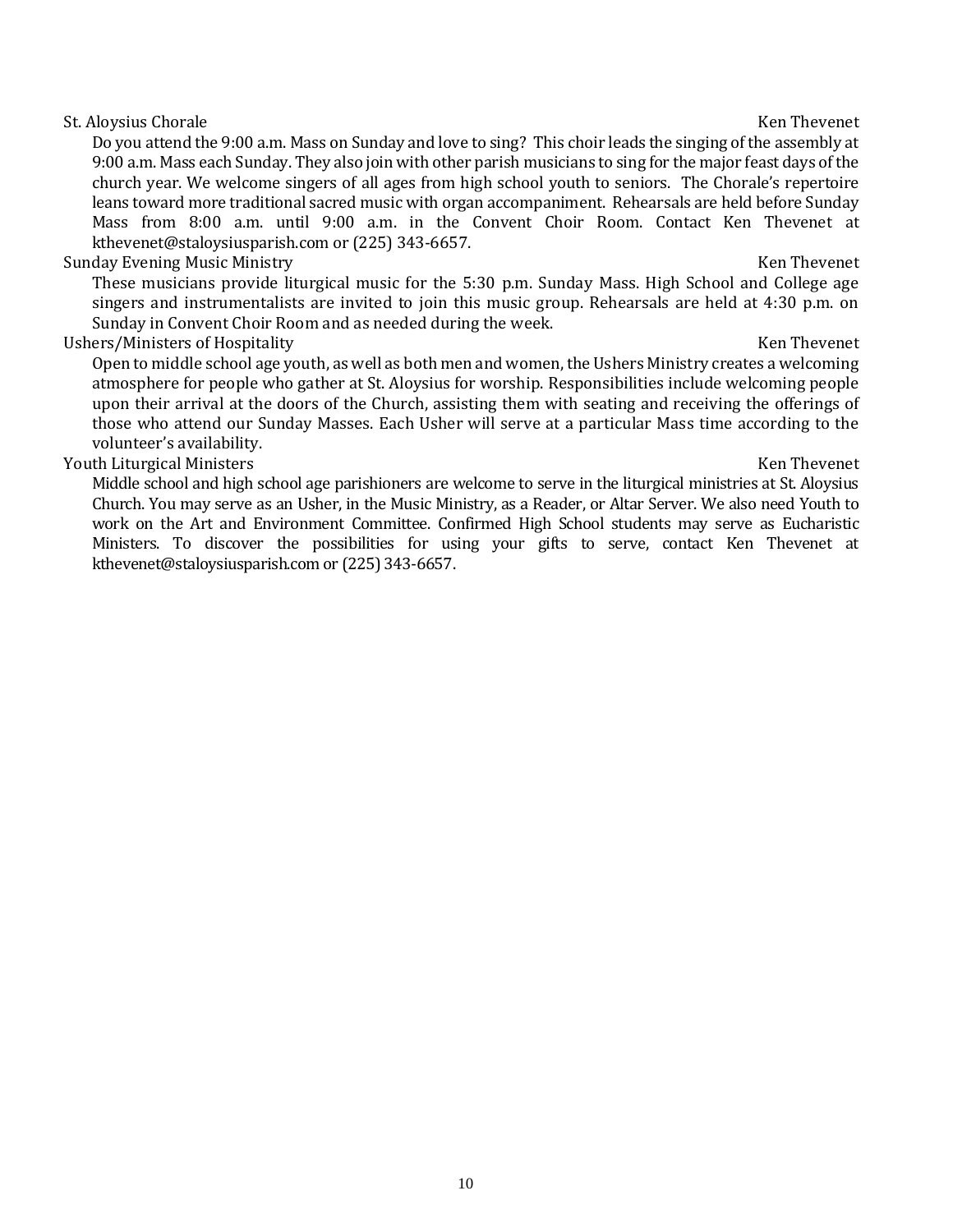St. Aloysius Chorale — Ken Thevenet

Do you attend the 9:00 a.m. Mass on Sunday and love to sing? This choir leads the singing of the assembly at 9:00 a.m. Mass each Sunday. They also join with other parish musicians to sing for the major feast days of the church year. We welcome singers of all ages from high school youth to seniors. The Chorale's repertoire leans toward more traditional sacred music with organ accompaniment. Rehearsals are held before Sunday Mass from 8:00 a.m. until 9:00 a.m. in the Convent Choir Room. Contact Ken Thevenet at kthevenet@staloysiusparish.com or (225) 343-6657.

Sunday Evening Music Ministry — Ken Thevenet

These musicians provide liturgical music for the 5:30 p.m. Sunday Mass. High School and College age singers and instrumentalists are invited to join this music group. Rehearsals are held at 4:30 p.m. on Sunday in Convent Choir Room and as needed during the week.

Ushers/Ministers of Hospitality — Ken Thevenet

Open to middle school age youth, as well as both men and women, the Ushers Ministry creates a welcoming atmosphere for people who gather at St. Aloysius for worship. Responsibilities include welcoming people upon their arrival at the doors of the Church, assisting them with seating and receiving the offerings of those who attend our Sunday Masses. Each Usher will serve at a particular Mass time according to the volunteer's availability.

Youth Liturgical Ministers — Ken Thevenet

Middle school and high school age parishioners are welcome to serve in the liturgical ministries at St. Aloysius Church. You may serve as an Usher, in the Music Ministry, as a Reader, or Altar Server. We also need Youth to work on the Art and Environment Committee. Confirmed High School students may serve as Eucharistic Ministers. To discover the possibilities for using your gifts to serve, contact Ken Thevenet at kthevenet@staloysiusparish.com or (225) 343-6657.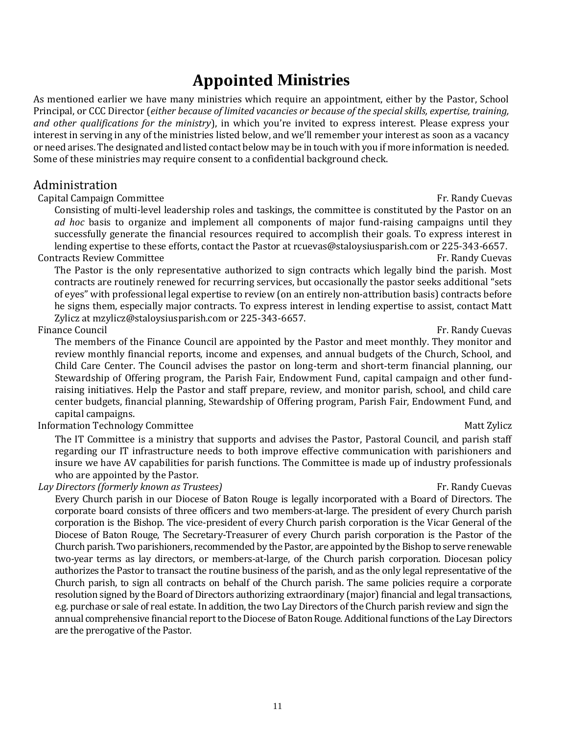# Appointed Ministries

As mentioned earlier we have many ministries which require an appointment, either by the Pastor, School Principal, or CCC Director (*either because of limited vacancies or because of the special skills, expertise, training, and other qualifications for the ministry*), in which you're invited to express interest. Please express your interest in serving in any of the ministries listed below, and we'll remember your interest as soon as a vacancy or need arises. The designated and listed contact below may be in touch with you if more information is needed. Some of these ministries may require consent to a confidential background check.

## Administration

**Capital Campaign Committee** — Fr. Randy Cuevas

Consisting of multi-level leadership roles and taskings, the committee is constituted by the Pastor on an *ad hoc* basis to organize and implement all components of major fund-raising campaigns until they successfully generate the financial resources required to accomplish their goals. To express interest in lending expertise to these efforts, contact the Pastor at rcuevas@staloysiusparish.com or 225-343-6657.

**Contracts Review Committee** — Fr. Randy Cuevas

The Pastor is the only representative authorized to sign contracts which legally bind the parish. Most contracts are routinely renewed for recurring services, but occasionally the pastor seeks additional "sets of eyes" with professional legal expertise to review (on an entirely non-attribution basis) contracts before he signs them, especially major contracts. To express interest in lending expertise to assist, contact Matt Zylicz at mzylicz@staloysiusparish.com or 225-343-6657.

**Finance Council** — Fr. Randy Cuevas

The members of the Finance Council are appointed by the Pastor and meet monthly. They monitor and review monthly financial reports, income and expenses, and annual budgets of the Church, School, and Child Care Center. The Council advises the pastor on long-term and short-term financial planning, our Stewardship of Offering program, the Parish Fair, Endowment Fund, capital campaign and other fund-raising initiatives. Help the Pastor and staff prepare, review, and monitor parish, school, and child care center budgets, financial planning, Stewardship of Offering program, Parish Fair, Endowment Fund, and capital campaigns.

**Information Technology Committee** — Matt Zylicz

The IT Committee is a ministry that supports and advises the Pastor, Pastoral Council, and parish staff regarding our IT infrastructure needs to both improve effective communication with parishioners and insure we have AV capabilities for parish functions. The Committee is made up of industry professionals who are appointed by the Pastor.

***Lay Directors (formerly known as Trustees)*** — Fr. Randy Cuevas

Every Church parish in our Diocese of Baton Rouge is legally incorporated with a Board of Directors. The corporate board consists of three officers and two members-at-large. The president of every Church parish corporation is the Bishop. The vice-president of every Church parish corporation is the Vicar General of the Diocese of Baton Rouge, The Secretary-Treasurer of every Church parish corporation is the Pastor of the Church parish. Two parishioners, recommended by the Pastor, are appointed by the Bishop to serve renewable two-year terms as lay directors, or members-at-large, of the Church parish corporation. Diocesan policy authorizes the Pastor to transact the routine business of the parish, and as the only legal representative of the Church parish, to sign all contracts on behalf of the Church parish. The same policies require a corporate resolution signed by the Board of Directors authorizing extraordinary (major) financial and legal transactions, e.g. purchase or sale of real estate. In addition, the two Lay Directors of the Church parish review and sign the annual comprehensive financial report to the Diocese of Baton Rouge. Additional functions of the Lay Directors are the prerogative of the Pastor.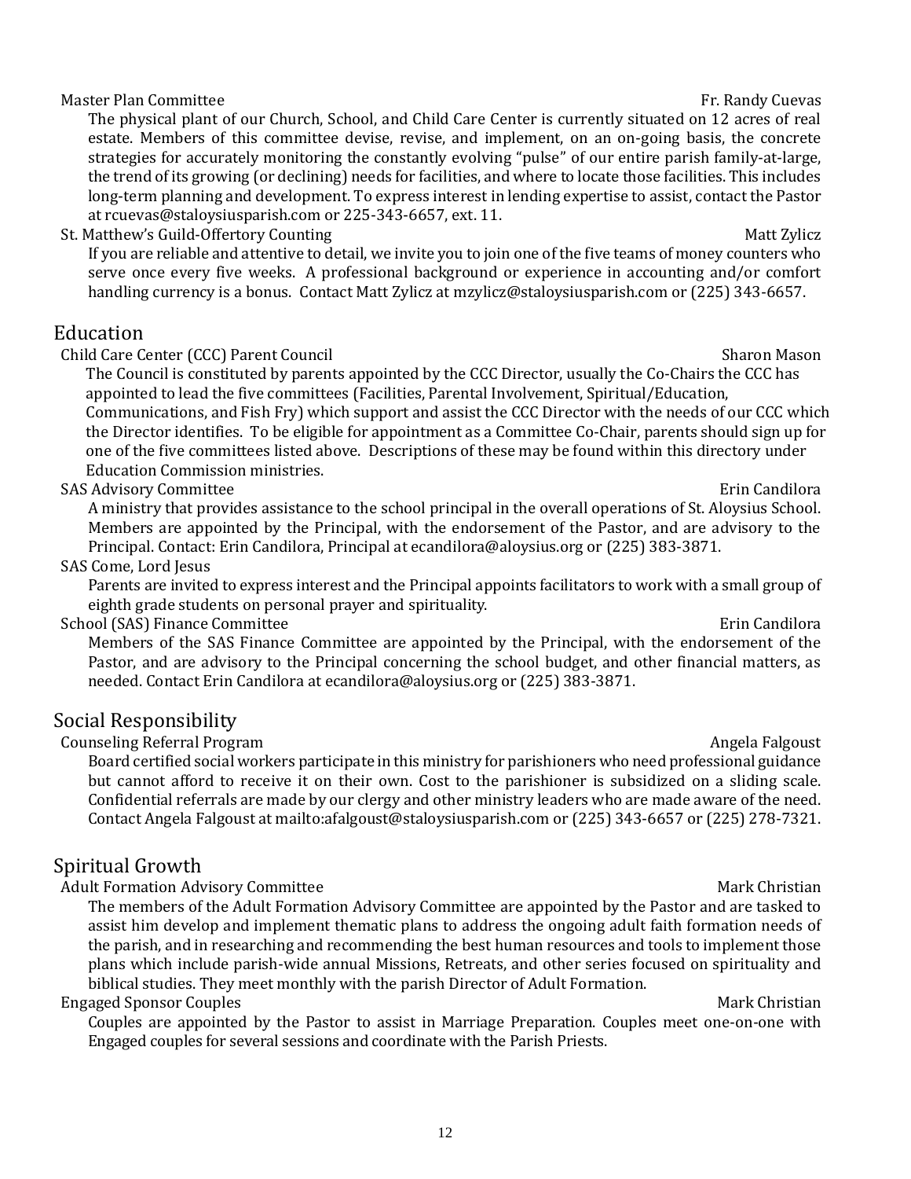### Master Plan Committee — Fr. Randy Cuevas

The physical plant of our Church, School, and Child Care Center is currently situated on 12 acres of real estate. Members of this committee devise, revise, and implement, on an on-going basis, the concrete strategies for accurately monitoring the constantly evolving "pulse" of our entire parish family-at-large, the trend of its growing (or declining) needs for facilities, and where to locate those facilities. This includes long-term planning and development. To express interest in lending expertise to assist, contact the Pastor at rcuevas@staloysiusparish.com or 225-343-6657, ext. 11.

### St. Matthew's Guild-Offertory Counting — Matt Zylicz

If you are reliable and attentive to detail, we invite you to join one of the five teams of money counters who serve once every five weeks. A professional background or experience in accounting and/or comfort handling currency is a bonus. Contact Matt Zylicz at mzylicz@staloysiusparish.com or (225) 343-6657.

## Education

### Child Care Center (CCC) Parent Council — Sharon Mason

The Council is constituted by parents appointed by the CCC Director, usually the Co-Chairs the CCC has appointed to lead the five committees (Facilities, Parental Involvement, Spiritual/Education, Communications, and Fish Fry) which support and assist the CCC Director with the needs of our CCC which the Director identifies. To be eligible for appointment as a Committee Co-Chair, parents should sign up for one of the five committees listed above. Descriptions of these may be found within this directory under Education Commission ministries.

### SAS Advisory Committee — Erin Candilora

A ministry that provides assistance to the school principal in the overall operations of St. Aloysius School. Members are appointed by the Principal, with the endorsement of the Pastor, and are advisory to the Principal. Contact: Erin Candilora, Principal at ecandilora@aloysius.org or (225) 383-3871.

### SAS Come, Lord Jesus

Parents are invited to express interest and the Principal appoints facilitators to work with a small group of eighth grade students on personal prayer and spirituality.

### School (SAS) Finance Committee — Erin Candilora

Members of the SAS Finance Committee are appointed by the Principal, with the endorsement of the Pastor, and are advisory to the Principal concerning the school budget, and other financial matters, as needed. Contact Erin Candilora at ecandilora@aloysius.org or (225) 383-3871.

## Social Responsibility

### Counseling Referral Program — Angela Falgoust

Board certified social workers participate in this ministry for parishioners who need professional guidance but cannot afford to receive it on their own. Cost to the parishioner is subsidized on a sliding scale. Confidential referrals are made by our clergy and other ministry leaders who are made aware of the need. Contact Angela Falgoust at mailto:afalgoust@staloysiusparish.com or (225) 343-6657 or (225) 278-7321.

## Spiritual Growth

### Adult Formation Advisory Committee — Mark Christian

The members of the Adult Formation Advisory Committee are appointed by the Pastor and are tasked to assist him develop and implement thematic plans to address the ongoing adult faith formation needs of the parish, and in researching and recommending the best human resources and tools to implement those plans which include parish-wide annual Missions, Retreats, and other series focused on spirituality and biblical studies. They meet monthly with the parish Director of Adult Formation.

### Engaged Sponsor Couples — Mark Christian

Couples are appointed by the Pastor to assist in Marriage Preparation. Couples meet one-on-one with Engaged couples for several sessions and coordinate with the Parish Priests.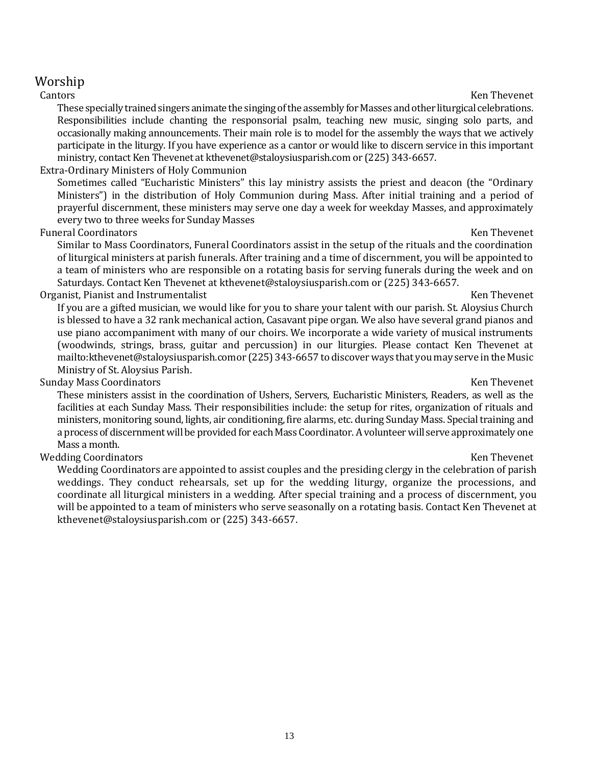# Worship

**Cantors** — Ken Thevenet

These specially trained singers animate the singing of the assembly for Masses and other liturgical celebrations. Responsibilities include chanting the responsorial psalm, teaching new music, singing solo parts, and occasionally making announcements. Their main role is to model for the assembly the ways that we actively participate in the liturgy. If you have experience as a cantor or would like to discern service in this important ministry, contact Ken Thevenet at kthevenet@staloysiusparish.com or (225) 343-6657.

**Extra-Ordinary Ministers of Holy Communion**

Sometimes called "Eucharistic Ministers" this lay ministry assists the priest and deacon (the "Ordinary Ministers") in the distribution of Holy Communion during Mass. After initial training and a period of prayerful discernment, these ministers may serve one day a week for weekday Masses, and approximately every two to three weeks for Sunday Masses

**Funeral Coordinators** — Ken Thevenet

Similar to Mass Coordinators, Funeral Coordinators assist in the setup of the rituals and the coordination of liturgical ministers at parish funerals. After training and a time of discernment, you will be appointed to a team of ministers who are responsible on a rotating basis for serving funerals during the week and on Saturdays. Contact Ken Thevenet at kthevenet@staloysiusparish.com or (225) 343-6657.

**Organist, Pianist and Instrumentalist** — Ken Thevenet

If you are a gifted musician, we would like for you to share your talent with our parish. St. Aloysius Church is blessed to have a 32 rank mechanical action, Casavant pipe organ. We also have several grand pianos and use piano accompaniment with many of our choirs. We incorporate a wide variety of musical instruments (woodwinds, strings, brass, guitar and percussion) in our liturgies. Please contact Ken Thevenet at mailto:kthevenet@staloysiusparish.comor (225) 343-6657 to discover ways that you may serve in the Music Ministry of St. Aloysius Parish.

**Sunday Mass Coordinators** — Ken Thevenet

These ministers assist in the coordination of Ushers, Servers, Eucharistic Ministers, Readers, as well as the facilities at each Sunday Mass. Their responsibilities include: the setup for rites, organization of rituals and ministers, monitoring sound, lights, air conditioning, fire alarms, etc. during Sunday Mass. Special training and a process of discernment will be provided for each Mass Coordinator. A volunteer will serve approximately one Mass a month.

**Wedding Coordinators** — Ken Thevenet

Wedding Coordinators are appointed to assist couples and the presiding clergy in the celebration of parish weddings. They conduct rehearsals, set up for the wedding liturgy, organize the processions, and coordinate all liturgical ministers in a wedding. After special training and a process of discernment, you will be appointed to a team of ministers who serve seasonally on a rotating basis. Contact Ken Thevenet at kthevenet@staloysiusparish.com or (225) 343-6657.